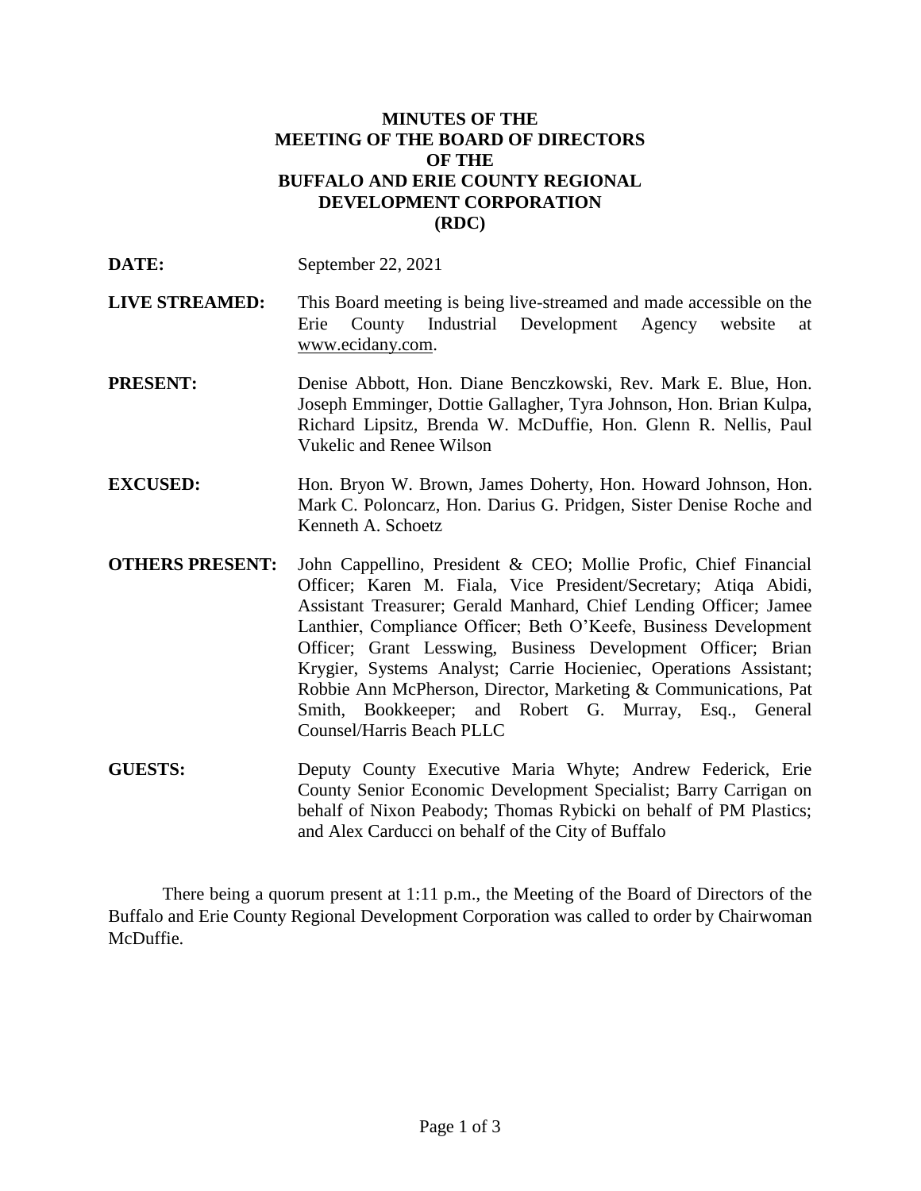# MINUTES OF THE MEETING OF THE BOARD OF DIRECTORS OF THE BUFFALO AND ERIE COUNTY REGIONAL DEVELOPMENT CORPORATION (RDC)

**DATE:** September 22, 2021

**LIVE STREAMED:** This Board meeting is being live-streamed and made accessible on the Erie County Industrial Development Agency website at www.ecidany.com.

**PRESENT:** Denise Abbott, Hon. Diane Benczkowski, Rev. Mark E. Blue, Hon. Joseph Emminger, Dottie Gallagher, Tyra Johnson, Hon. Brian Kulpa, Richard Lipsitz, Brenda W. McDuffie, Hon. Glenn R. Nellis, Paul Vukelic and Renee Wilson

**EXCUSED:** Hon. Bryon W. Brown, James Doherty, Hon. Howard Johnson, Hon. Mark C. Poloncarz, Hon. Darius G. Pridgen, Sister Denise Roche and Kenneth A. Schoetz

**OTHERS PRESENT:** John Cappellino, President & CEO; Mollie Profic, Chief Financial Officer; Karen M. Fiala, Vice President/Secretary; Atiqa Abidi, Assistant Treasurer; Gerald Manhard, Chief Lending Officer; Jamee Lanthier, Compliance Officer; Beth O'Keefe, Business Development Officer; Grant Lesswing, Business Development Officer; Brian Krygier, Systems Analyst; Carrie Hocieniec, Operations Assistant; Robbie Ann McPherson, Director, Marketing & Communications, Pat Smith, Bookkeeper; and Robert G. Murray, Esq., General Counsel/Harris Beach PLLC

**GUESTS:** Deputy County Executive Maria Whyte; Andrew Federick, Erie County Senior Economic Development Specialist; Barry Carrigan on behalf of Nixon Peabody; Thomas Rybicki on behalf of PM Plastics; and Alex Carducci on behalf of the City of Buffalo

There being a quorum present at 1:11 p.m., the Meeting of the Board of Directors of the Buffalo and Erie County Regional Development Corporation was called to order by Chairwoman McDuffie.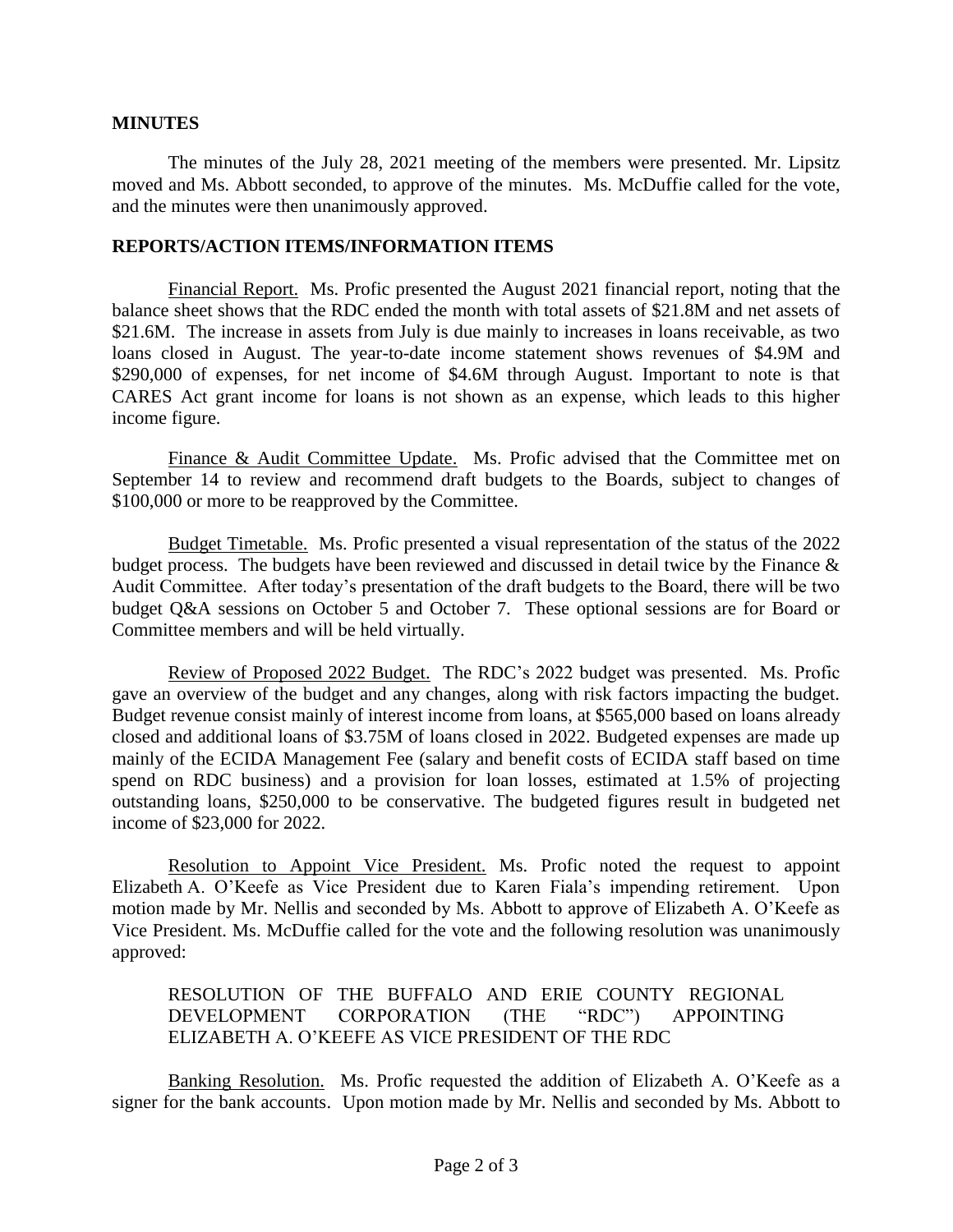**MINUTES**

The minutes of the July 28, 2021 meeting of the members were presented. Mr. Lipsitz moved and Ms. Abbott seconded, to approve of the minutes. Ms. McDuffie called for the vote, and the minutes were then unanimously approved.

**REPORTS/ACTION ITEMS/INFORMATION ITEMS**

Financial Report. Ms. Profic presented the August 2021 financial report, noting that the balance sheet shows that the RDC ended the month with total assets of $21.8M and net assets of $21.6M. The increase in assets from July is due mainly to increases in loans receivable, as two loans closed in August. The year-to-date income statement shows revenues of $4.9M and $290,000 of expenses, for net income of $4.6M through August. Important to note is that CARES Act grant income for loans is not shown as an expense, which leads to this higher income figure.

Finance & Audit Committee Update. Ms. Profic advised that the Committee met on September 14 to review and recommend draft budgets to the Boards, subject to changes of $100,000 or more to be reapproved by the Committee.

Budget Timetable. Ms. Profic presented a visual representation of the status of the 2022 budget process. The budgets have been reviewed and discussed in detail twice by the Finance & Audit Committee. After today's presentation of the draft budgets to the Board, there will be two budget Q&A sessions on October 5 and October 7. These optional sessions are for Board or Committee members and will be held virtually.

Review of Proposed 2022 Budget. The RDC's 2022 budget was presented. Ms. Profic gave an overview of the budget and any changes, along with risk factors impacting the budget. Budget revenue consist mainly of interest income from loans, at $565,000 based on loans already closed and additional loans of $3.75M of loans closed in 2022. Budgeted expenses are made up mainly of the ECIDA Management Fee (salary and benefit costs of ECIDA staff based on time spend on RDC business) and a provision for loan losses, estimated at 1.5% of projecting outstanding loans, $250,000 to be conservative. The budgeted figures result in budgeted net income of $23,000 for 2022.

Resolution to Appoint Vice President. Ms. Profic noted the request to appoint Elizabeth A. O'Keefe as Vice President due to Karen Fiala's impending retirement. Upon motion made by Mr. Nellis and seconded by Ms. Abbott to approve of Elizabeth A. O'Keefe as Vice President. Ms. McDuffie called for the vote and the following resolution was unanimously approved:

> RESOLUTION OF THE BUFFALO AND ERIE COUNTY REGIONAL DEVELOPMENT CORPORATION (THE "RDC") APPOINTING ELIZABETH A. O'KEEFE AS VICE PRESIDENT OF THE RDC

Banking Resolution. Ms. Profic requested the addition of Elizabeth A. O'Keefe as a signer for the bank accounts. Upon motion made by Mr. Nellis and seconded by Ms. Abbott to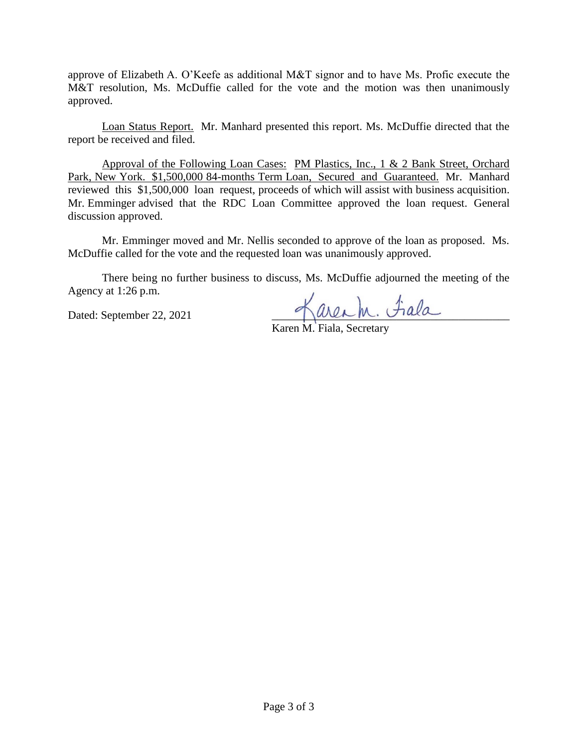approve of Elizabeth A. O'Keefe as additional M&T signor and to have Ms. Profic execute the M&T resolution, Ms. McDuffie called for the vote and the motion was then unanimously approved.

Loan Status Report. Mr. Manhard presented this report. Ms. McDuffie directed that the report be received and filed.

Approval of the Following Loan Cases: PM Plastics, Inc., 1 & 2 Bank Street, Orchard Park, New York. $1,500,000 84-months Term Loan, Secured and Guaranteed. Mr. Manhard reviewed this $1,500,000 loan request, proceeds of which will assist with business acquisition. Mr. Emminger advised that the RDC Loan Committee approved the loan request. General discussion approved.

Mr. Emminger moved and Mr. Nellis seconded to approve of the loan as proposed. Ms. McDuffie called for the vote and the requested loan was unanimously approved.

There being no further business to discuss, Ms. McDuffie adjourned the meeting of the Agency at 1:26 p.m.

Dated: September 22, 2021

Karen M. Fiala

Karen M. Fiala, Secretary